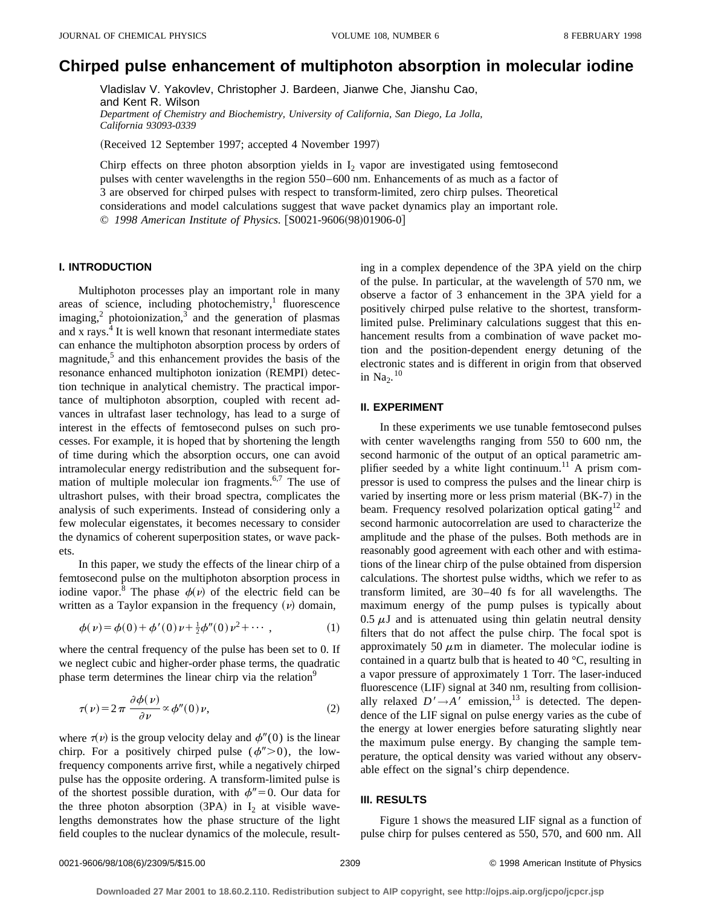# Chirped pulse enhancement of multiphoton absorption in molecular iodine

Vladislav V. Yakovlev, Christopher J. Bardeen, Jianwe Che, Jianshu Cao, and Kent R. Wilson

*Department of Chemistry and Biochemistry, University of California, San Diego, La Jolla, California 93093-0339*

(Received 12 September 1997; accepted 4 November 1997)

Chirp effects on three photon absorption yields in $I_2$ vapor are investigated using femtosecond pulses with center wavelengths in the region 550–600 nm. Enhancements of as much as a factor of 3 are observed for chirped pulses with respect to transform-limited, zero chirp pulses. Theoretical considerations and model calculations suggest that wave packet dynamics play an important role. © *1998 American Institute of Physics.* [S0021-9606(98)01906-0]

## I. INTRODUCTION

Multiphoton processes play an important role in many areas of science, including photochemistry,[1] fluorescence imaging,[2] photoionization,[3] and the generation of plasmas and x rays.[4] It is well known that resonant intermediate states can enhance the multiphoton absorption process by orders of magnitude,[5] and this enhancement provides the basis of the resonance enhanced multiphoton ionization (REMPI) detection technique in analytical chemistry. The practical importance of multiphoton absorption, coupled with recent advances in ultrafast laser technology, has lead to a surge of interest in the effects of femtosecond pulses on such processes. For example, it is hoped that by shortening the length of time during which the absorption occurs, one can avoid intramolecular energy redistribution and the subsequent formation of multiple molecular ion fragments.[6,7] The use of ultrashort pulses, with their broad spectra, complicates the analysis of such experiments. Instead of considering only a few molecular eigenstates, it becomes necessary to consider the dynamics of coherent superposition states, or wave packets.

In this paper, we study the effects of the linear chirp of a femtosecond pulse on the multiphoton absorption process in iodine vapor.[8] The phase $\phi(\nu)$ of the electric field can be written as a Taylor expansion in the frequency $(\nu)$ domain,

$$\phi(\nu)=\phi(0)+\phi'(0)\nu+\tfrac{1}{2}\phi''(0)\nu^2+\cdots, \tag{1}$$

where the central frequency of the pulse has been set to 0. If we neglect cubic and higher-order phase terms, the quadratic phase term determines the linear chirp via the relation[9]

$$\tau(\nu)=2\pi\,\frac{\partial\phi(\nu)}{\partial\nu}\propto\phi''(0)\nu, \tag{2}$$

where $\tau(\nu)$ is the group velocity delay and $\phi''(0)$ is the linear chirp. For a positively chirped pulse $(\phi''>0)$, the low-frequency components arrive first, while a negatively chirped pulse has the opposite ordering. A transform-limited pulse is of the shortest possible duration, with $\phi''=0$. Our data for the three photon absorption (3PA) in $I_2$ at visible wavelengths demonstrates how the phase structure of the light field couples to the nuclear dynamics of the molecule, resulting in a complex dependence of the 3PA yield on the chirp of the pulse. In particular, at the wavelength of 570 nm, we observe a factor of 3 enhancement in the 3PA yield for a positively chirped pulse relative to the shortest, transform-limited pulse. Preliminary calculations suggest that this enhancement results from a combination of wave packet motion and the position-dependent energy detuning of the electronic states and is different in origin from that observed in $Na_2$.[10]

## II. EXPERIMENT

In these experiments we use tunable femtosecond pulses with center wavelengths ranging from 550 to 600 nm, the second harmonic of the output of an optical parametric amplifier seeded by a white light continuum.[11] A prism compressor is used to compress the pulses and the linear chirp is varied by inserting more or less prism material (BK-7) in the beam. Frequency resolved polarization optical gating[12] and second harmonic autocorrelation are used to characterize the amplitude and the phase of the pulses. Both methods are in reasonably good agreement with each other and with estimations of the linear chirp of the pulse obtained from dispersion calculations. The shortest pulse widths, which we refer to as transform limited, are 30–40 fs for all wavelengths. The maximum energy of the pump pulses is typically about 0.5 $\mu$J and is attenuated using thin gelatin neutral density filters that do not affect the pulse chirp. The focal spot is approximately 50 $\mu$m in diameter. The molecular iodine is contained in a quartz bulb that is heated to 40 °C, resulting in a vapor pressure of approximately 1 Torr. The laser-induced fluorescence (LIF) signal at 340 nm, resulting from collisionally relaxed $D'\rightarrow A'$ emission,[13] is detected. The dependence of the LIF signal on pulse energy varies as the cube of the energy at lower energies before saturating slightly near the maximum pulse energy. By changing the sample temperature, the optical density was varied without any observable effect on the signal's chirp dependence.

## III. RESULTS

Figure 1 shows the measured LIF signal as a function of pulse chirp for pulses centered as 550, 570, and 600 nm. All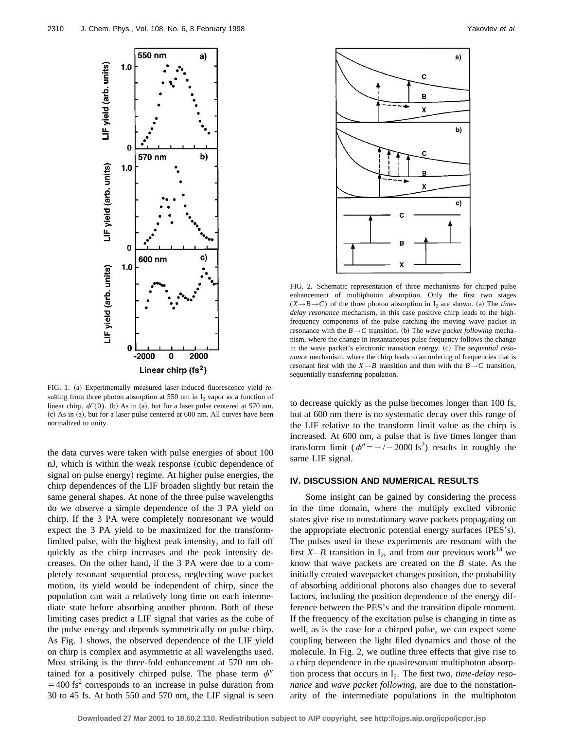FIG. 1. (a) Experimentally measured laser-induced fluorescence yield resulting from three photon absorption at 550 nm in $I_2$ vapor as a function of linear chirp, $\phi''(0)$. (b) As in (a), but for a laser pulse centered at 570 nm. (c) As in (a), but for a laser pulse centered at 600 nm. All curves have been normalized to unity.

FIG. 2. Schematic representation of three mechanisms for chirped pulse enhancement of multiphoton absorption. Only the first two stages ($X \rightarrow B \rightarrow C$) of the three photon absorption in $I_2$ are shown. (a) The *time-delay resonance* mechanism, in this case positive chirp leads to the high-frequency components of the pulse catching the moving wave packet in resonance with the $B \rightarrow C$ transition. (b) The *wave packet following* mechanism, where the change in instantaneous pulse frequency follows the change in the wave packet's electronic transition energy. (c) The *sequential resonance* mechanism, where the chirp leads to an ordering of frequencies that is resonant first with the $X \rightarrow B$ transition and then with the $B \rightarrow C$ transition, sequentially transferring population.

the data curves were taken with pulse energies of about 100 nJ, which is within the weak response (cubic dependence of signal on pulse energy) regime. At higher pulse energies, the chirp dependences of the LIF broaden slightly but retain the same general shapes. At none of the three pulse wavelengths do we observe a simple dependence of the 3 PA yield on chirp. If the 3 PA were completely nonresonant we would expect the 3 PA yield to be maximized for the transform-limited pulse, with the highest peak intensity, and to fall off quickly as the chirp increases and the peak intensity decreases. On the other hand, if the 3 PA were due to a completely resonant sequential process, neglecting wave packet motion, its yield would be independent of chirp, since the population can wait a relatively long time on each intermediate state before absorbing another photon. Both of these limiting cases predict a LIF signal that varies as the cube of the pulse energy and depends symmetrically on pulse chirp. As Fig. 1 shows, the observed dependence of the LIF yield on chirp is complex and asymmetric at all wavelengths used. Most striking is the three-fold enhancement at 570 nm obtained for a positively chirped pulse. The phase term $\phi'' = 400\ \text{fs}^2$ corresponds to an increase in pulse duration from 30 to 45 fs. At both 550 and 570 nm, the LIF signal is seen to decrease quickly as the pulse becomes longer than 100 fs, but at 600 nm there is no systematic decay over this range of the LIF relative to the transform limit value as the chirp is increased. At 600 nm, a pulse that is five times longer than transform limit ($\phi'' = +/-2000\ \text{fs}^2$) results in roughly the same LIF signal.

## IV. DISCUSSION AND NUMERICAL RESULTS

Some insight can be gained by considering the process in the time domain, where the multiply excited vibronic states give rise to nonstationary wave packets propagating on the appropriate electronic potential energy surfaces (PES's). The pulses used in these experiments are resonant with the first $X-B$ transition in $I_2$, and from our previous work[14] we know that wave packets are created on the $B$ state. As the initially created wavepacket changes position, the probability of absorbing additional photons also changes due to several factors, including the position dependence of the energy difference between the PES's and the transition dipole moment. If the frequency of the excitation pulse is changing in time as well, as is the case for a chirped pulse, we can expect some coupling between the light filed dynamics and those of the molecule. In Fig. 2, we outline three effects that give rise to a chirp dependence in the quasiresonant multiphoton absorption process that occurs in $I_2$. The first two, *time-delay resonance* and *wave packet following*, are due to the nonstationarity of the intermediate populations in the multiphoton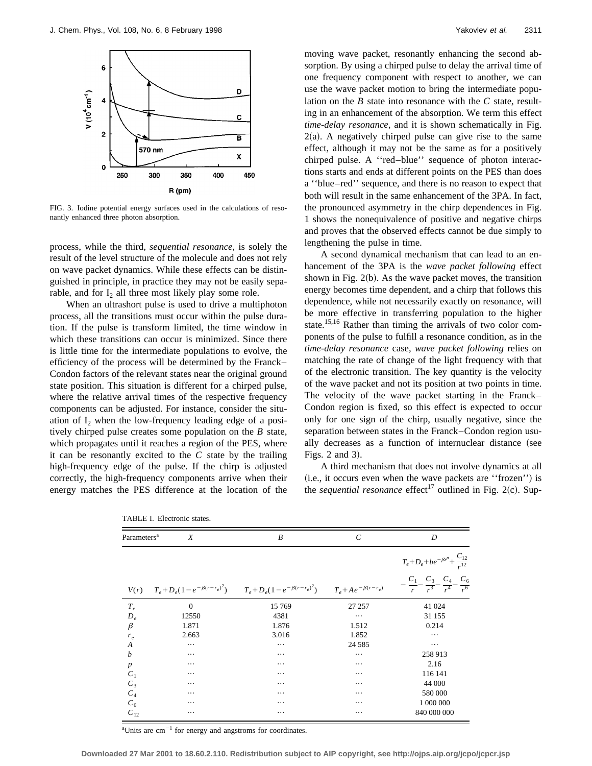FIG. 3. Iodine potential energy surfaces used in the calculations of resonantly enhanced three photon absorption.

process, while the third, *sequential resonance*, is solely the result of the level structure of the molecule and does not rely on wave packet dynamics. While these effects can be distinguished in principle, in practice they may not be easily separable, and for $I_2$ all three most likely play some role.

When an ultrashort pulse is used to drive a multiphoton process, all the transitions must occur within the pulse duration. If the pulse is transform limited, the time window in which these transitions can occur is minimized. Since there is little time for the intermediate populations to evolve, the efficiency of the process will be determined by the Franck–Condon factors of the relevant states near the original ground state position. This situation is different for a chirped pulse, where the relative arrival times of the respective frequency components can be adjusted. For instance, consider the situation of $I_2$ when the low-frequency leading edge of a positively chirped pulse creates some population on the *B* state, which propagates until it reaches a region of the PES, where it can be resonantly excited to the *C* state by the trailing high-frequency edge of the pulse. If the chirp is adjusted correctly, the high-frequency components arrive when their energy matches the PES difference at the location of the moving wave packet, resonantly enhancing the second absorption. By using a chirped pulse to delay the arrival time of one frequency component with respect to another, we can use the wave packet motion to bring the intermediate population on the *B* state into resonance with the *C* state, resulting in an enhancement of the absorption. We term this effect *time-delay resonance*, and it is shown schematically in Fig. 2(a). A negatively chirped pulse can give rise to the same effect, although it may not be the same as for a positively chirped pulse. A ''red–blue'' sequence of photon interactions starts and ends at different points on the PES than does a ''blue–red'' sequence, and there is no reason to expect that both will result in the same enhancement of the 3PA. In fact, the pronounced asymmetry in the chirp dependences in Fig. 1 shows the nonequivalence of positive and negative chirps and proves that the observed effects cannot be due simply to lengthening the pulse in time.

A second dynamical mechanism that can lead to an enhancement of the 3PA is the *wave packet following* effect shown in Fig. 2(b). As the wave packet moves, the transition energy becomes time dependent, and a chirp that follows this dependence, while not necessarily exactly on resonance, will be more effective in transferring population to the higher state.[15,16] Rather than timing the arrivals of two color components of the pulse to fulfill a resonance condition, as in the *time-delay resonance* case, *wave packet following* relies on matching the rate of change of the light frequency with that of the electronic transition. The key quantity is the velocity of the wave packet and not its position at two points in time. The velocity of the wave packet starting in the Franck–Condon region is fixed, so this effect is expected to occur only for one sign of the chirp, usually negative, since the separation between states in the Franck–Condon region usually decreases as a function of internuclear distance (see Figs. 2 and 3).

A third mechanism that does not involve dynamics at all (i.e., it occurs even when the wave packets are ''frozen'') is the *sequential resonance* effect[17] outlined in Fig. 2(c). Sup-

TABLE I. Electronic states.

| Parameters[a] | $X$ | $B$ | $C$ | $D$ |
|---|---|---|---|---|
| $V(r)$ | $T_e+D_e(1-e^{-\beta(r-r_e)^2})$ | $T_e+D_e(1-e^{-\beta(r-r_e)^2})$ | $T_e+Ae^{-\beta(r-r_e)}$ | $T_e+D_e+be^{-\beta r^p}+\frac{C_{12}}{r^{12}}-\frac{C_1}{r}-\frac{C_3}{r^3}-\frac{C_4}{r^4}-\frac{C_6}{r^6}$ |
| $T_e$ | 0 | 15 769 | 27 257 | 41 024 |
| $D_e$ | 12550 | 4381 | ⋯ | 31 155 |
| $\beta$ | 1.871 | 1.876 | 1.512 | 0.214 |
| $r_e$ | 2.663 | 3.016 | 1.852 | ⋯ |
| $A$ | ⋯ | ⋯ | 24 585 | ⋯ |
| $b$ | ⋯ | ⋯ | ⋯ | 258 913 |
| $p$ | ⋯ | ⋯ | ⋯ | 2.16 |
| $C_1$ | ⋯ | ⋯ | ⋯ | 116 141 |
| $C_3$ | ⋯ | ⋯ | ⋯ | 44 000 |
| $C_4$ | ⋯ | ⋯ | ⋯ | 580 000 |
| $C_6$ | ⋯ | ⋯ | ⋯ | 1 000 000 |
| $C_{12}$ | ⋯ | ⋯ | ⋯ | 840 000 000 |

[a]Units are $cm^{-1}$ for energy and angstroms for coordinates.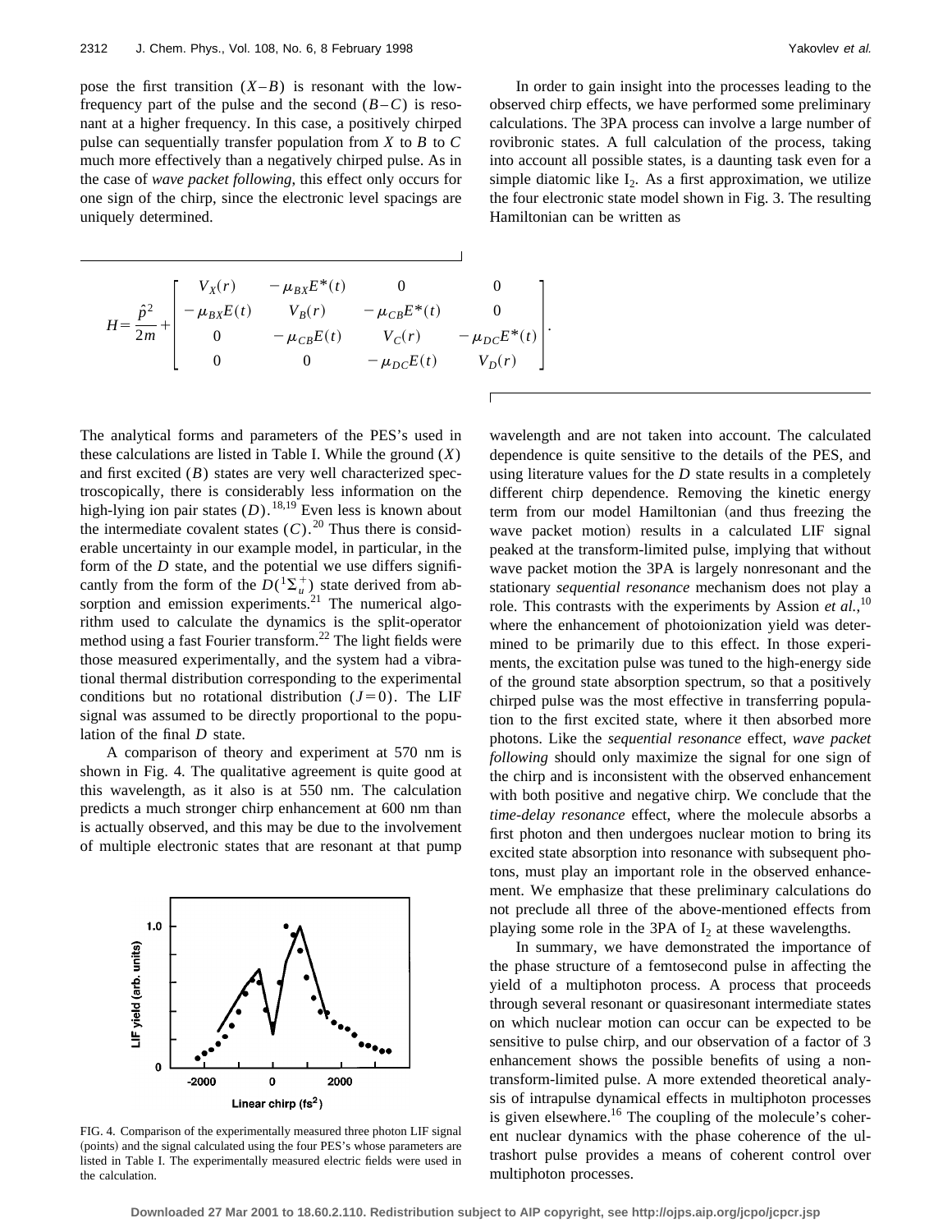pose the first transition $(X-B)$ is resonant with the low-frequency part of the pulse and the second $(B-C)$ is resonant at a higher frequency. In this case, a positively chirped pulse can sequentially transfer population from $X$ to $B$ to $C$ much more effectively than a negatively chirped pulse. As in the case of *wave packet following*, this effect only occurs for one sign of the chirp, since the electronic level spacings are uniquely determined.

In order to gain insight into the processes leading to the observed chirp effects, we have performed some preliminary calculations. The 3PA process can involve a large number of rovibronic states. A full calculation of the process, taking into account all possible states, is a daunting task even for a simple diatomic like $I_2$. As a first approximation, we utilize the four electronic state model shown in Fig. 3. The resulting Hamiltonian can be written as

$$H=\frac{\hat{p}^2}{2m}+\begin{bmatrix} V_X(r) & -\mu_{BX}E^*(t) & 0 & 0 \\ -\mu_{BX}E(t) & V_B(r) & -\mu_{CB}E^*(t) & 0 \\ 0 & -\mu_{CB}E(t) & V_C(r) & -\mu_{DC}E^*(t) \\ 0 & 0 & -\mu_{DC}E(t) & V_D(r) \end{bmatrix}.$$

The analytical forms and parameters of the PES's used in these calculations are listed in Table I. While the ground $(X)$ and first excited $(B)$ states are very well characterized spectroscopically, there is considerably less information on the high-lying ion pair states $(D)$.[18,19] Even less is known about the intermediate covalent states $(C)$.[20] Thus there is considerable uncertainty in our example model, in particular, in the form of the $D$ state, and the potential we use differs significantly from the form of the $D(^1\Sigma_u^+)$ state derived from absorption and emission experiments.[21] The numerical algorithm used to calculate the dynamics is the split-operator method using a fast Fourier transform.[22] The light fields were those measured experimentally, and the system had a vibrational thermal distribution corresponding to the experimental conditions but no rotational distribution $(J=0)$. The LIF signal was assumed to be directly proportional to the population of the final $D$ state.

A comparison of theory and experiment at 570 nm is shown in Fig. 4. The qualitative agreement is quite good at this wavelength, as it also is at 550 nm. The calculation predicts a much stronger chirp enhancement at 600 nm than is actually observed, and this may be due to the involvement of multiple electronic states that are resonant at that pump wavelength and are not taken into account. The calculated dependence is quite sensitive to the details of the PES, and using literature values for the $D$ state results in a completely different chirp dependence. Removing the kinetic energy term from our model Hamiltonian (and thus freezing the wave packet motion) results in a calculated LIF signal peaked at the transform-limited pulse, implying that without wave packet motion the 3PA is largely nonresonant and the stationary *sequential resonance* mechanism does not play a role. This contrasts with the experiments by Assion *et al.*,[10] where the enhancement of photoionization yield was determined to be primarily due to this effect. In those experiments, the excitation pulse was tuned to the high-energy side of the ground state absorption spectrum, so that a positively chirped pulse was the most effective in transferring population to the first excited state, where it then absorbed more photons. Like the *sequential resonance* effect, *wave packet following* should only maximize the signal for one sign of the chirp and is inconsistent with the observed enhancement with both positive and negative chirp. We conclude that the *time-delay resonance* effect, where the molecule absorbs a first photon and then undergoes nuclear motion to bring its excited state absorption into resonance with subsequent photons, must play an important role in the observed enhancement. We emphasize that these preliminary calculations do not preclude all three of the above-mentioned effects from playing some role in the 3PA of $I_2$ at these wavelengths.

FIG. 4. Comparison of the experimentally measured three photon LIF signal (points) and the signal calculated using the four PES's whose parameters are listed in Table I. The experimentally measured electric fields were used in the calculation.

In summary, we have demonstrated the importance of the phase structure of a femtosecond pulse in affecting the yield of a multiphoton process. A process that proceeds through several resonant or quasiresonant intermediate states on which nuclear motion can occur can be expected to be sensitive to pulse chirp, and our observation of a factor of 3 enhancement shows the possible benefits of using a non-transform-limited pulse. A more extended theoretical analysis of intrapulse dynamical effects in multiphoton processes is given elsewhere.[16] The coupling of the molecule's coherent nuclear dynamics with the phase coherence of the ultrashort pulse provides a means of coherent control over multiphoton processes.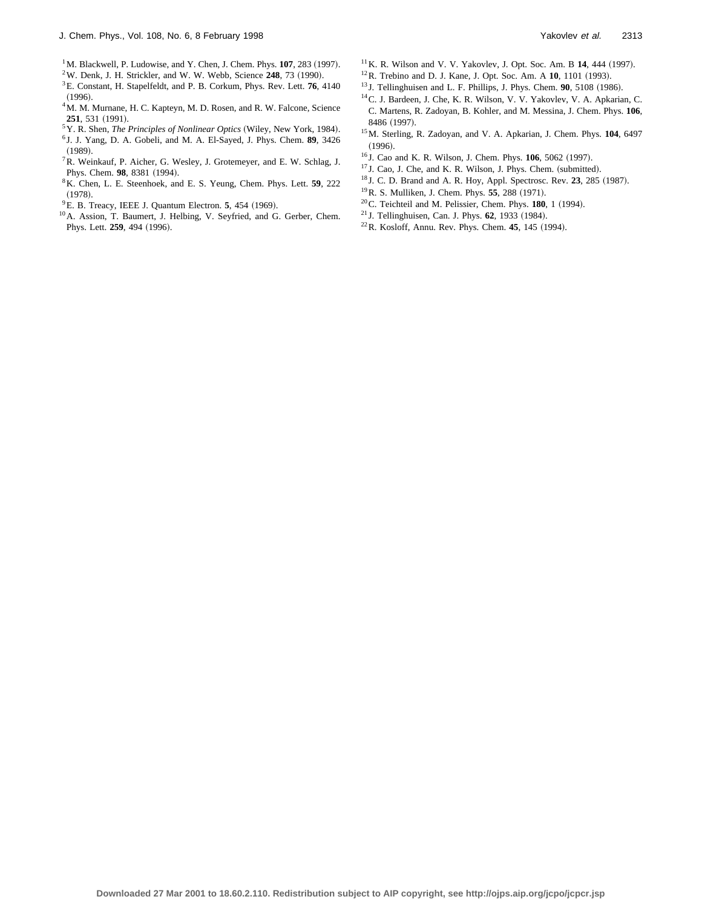[1] M. Blackwell, P. Ludowise, and Y. Chen, J. Chem. Phys. **107**, 283 (1997).
[2] W. Denk, J. H. Strickler, and W. W. Webb, Science **248**, 73 (1990).
[3] E. Constant, H. Stapelfeldt, and P. B. Corkum, Phys. Rev. Lett. **76**, 4140 (1996).
[4] M. M. Murnane, H. C. Kapteyn, M. D. Rosen, and R. W. Falcone, Science **251**, 531 (1991).
[5] Y. R. Shen, *The Principles of Nonlinear Optics* (Wiley, New York, 1984).
[6] J. J. Yang, D. A. Gobeli, and M. A. El-Sayed, J. Phys. Chem. **89**, 3426 (1989).
[7] R. Weinkauf, P. Aicher, G. Wesley, J. Grotemeyer, and E. W. Schlag, J. Phys. Chem. **98**, 8381 (1994).
[8] K. Chen, L. E. Steenhoek, and E. S. Yeung, Chem. Phys. Lett. **59**, 222 (1978).
[9] E. B. Treacy, IEEE J. Quantum Electron. **5**, 454 (1969).
[10] A. Assion, T. Baumert, J. Helbing, V. Seyfried, and G. Gerber, Chem. Phys. Lett. **259**, 494 (1996).
[11] K. R. Wilson and V. V. Yakovlev, J. Opt. Soc. Am. B **14**, 444 (1997).
[12] R. Trebino and D. J. Kane, J. Opt. Soc. Am. A **10**, 1101 (1993).
[13] J. Tellinghuisen and L. F. Phillips, J. Phys. Chem. **90**, 5108 (1986).
[14] C. J. Bardeen, J. Che, K. R. Wilson, V. V. Yakovlev, V. A. Apkarian, C. C. Martens, R. Zadoyan, B. Kohler, and M. Messina, J. Chem. Phys. **106**, 8486 (1997).
[15] M. Sterling, R. Zadoyan, and V. A. Apkarian, J. Chem. Phys. **104**, 6497 (1996).
[16] J. Cao and K. R. Wilson, J. Chem. Phys. **106**, 5062 (1997).
[17] J. Cao, J. Che, and K. R. Wilson, J. Phys. Chem. (submitted).
[18] J. C. D. Brand and A. R. Hoy, Appl. Spectrosc. Rev. **23**, 285 (1987).
[19] R. S. Mulliken, J. Chem. Phys. **55**, 288 (1971).
[20] C. Teichteil and M. Pelissier, Chem. Phys. **180**, 1 (1994).
[21] J. Tellinghuisen, Can. J. Phys. **62**, 1933 (1984).
[22] R. Kosloff, Annu. Rev. Phys. Chem. **45**, 145 (1994).